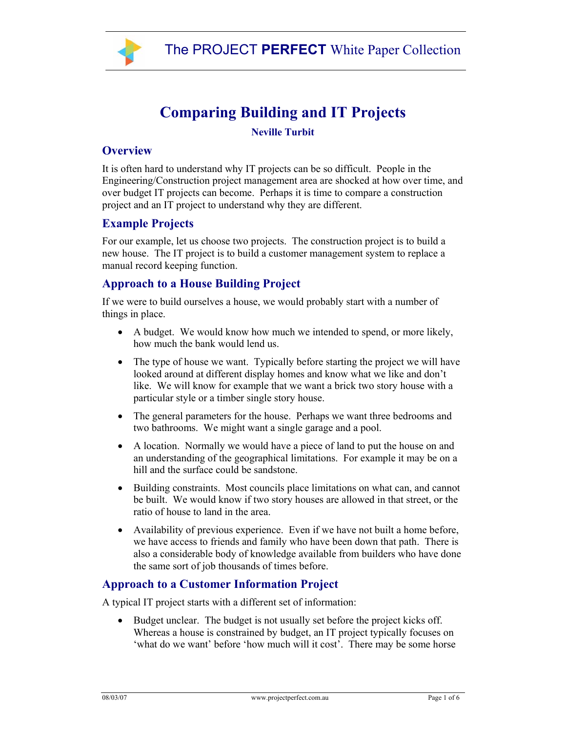# Comparing Building and IT Projects

**Neville Turbit**

## Overview

It is often hard to understand why IT projects can be so difficult. People in the Engineering/Construction project management area are shocked at how over time, and over budget IT projects can become. Perhaps it is time to compare a construction project and an IT project to understand why they are different.

## Example Projects

For our example, let us choose two projects. The construction project is to build a new house. The IT project is to build a customer management system to replace a manual record keeping function.

## Approach to a House Building Project

If we were to build ourselves a house, we would probably start with a number of things in place.

- A budget. We would know how much we intended to spend, or more likely, how much the bank would lend us.
- The type of house we want. Typically before starting the project we will have looked around at different display homes and know what we like and don't like. We will know for example that we want a brick two story house with a particular style or a timber single story house.
- The general parameters for the house. Perhaps we want three bedrooms and two bathrooms. We might want a single garage and a pool.
- A location. Normally we would have a piece of land to put the house on and an understanding of the geographical limitations. For example it may be on a hill and the surface could be sandstone.
- Building constraints. Most councils place limitations on what can, and cannot be built. We would know if two story houses are allowed in that street, or the ratio of house to land in the area.
- Availability of previous experience. Even if we have not built a home before, we have access to friends and family who have been down that path. There is also a considerable body of knowledge available from builders who have done the same sort of job thousands of times before.

## Approach to a Customer Information Project

A typical IT project starts with a different set of information:

- Budget unclear. The budget is not usually set before the project kicks off. Whereas a house is constrained by budget, an IT project typically focuses on 'what do we want' before 'how much will it cost'. There may be some horse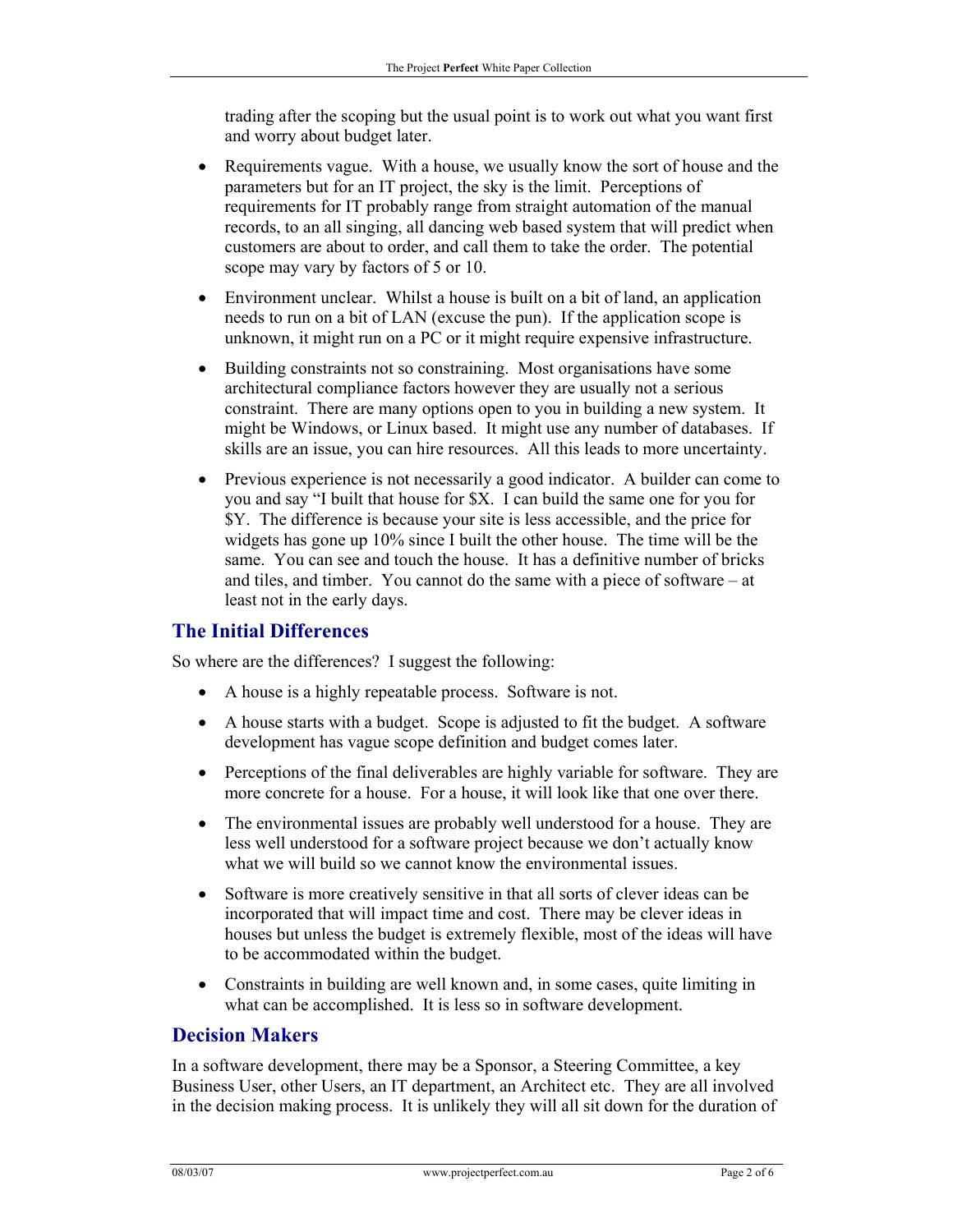trading after the scoping but the usual point is to work out what you want first and worry about budget later.

- Requirements vague. With a house, we usually know the sort of house and the parameters but for an IT project, the sky is the limit. Perceptions of requirements for IT probably range from straight automation of the manual records, to an all singing, all dancing web based system that will predict when customers are about to order, and call them to take the order. The potential scope may vary by factors of 5 or 10.
- Environment unclear. Whilst a house is built on a bit of land, an application needs to run on a bit of LAN (excuse the pun). If the application scope is unknown, it might run on a PC or it might require expensive infrastructure.
- Building constraints not so constraining. Most organisations have some architectural compliance factors however they are usually not a serious constraint. There are many options open to you in building a new system. It might be Windows, or Linux based. It might use any number of databases. If skills are an issue, you can hire resources. All this leads to more uncertainty.
- Previous experience is not necessarily a good indicator. A builder can come to you and say "I built that house for $X. I can build the same one for you for $Y. The difference is because your site is less accessible, and the price for widgets has gone up 10% since I built the other house. The time will be the same. You can see and touch the house. It has a definitive number of bricks and tiles, and timber. You cannot do the same with a piece of software – at least not in the early days.

## The Initial Differences

So where are the differences? I suggest the following:

- A house is a highly repeatable process. Software is not.
- A house starts with a budget. Scope is adjusted to fit the budget. A software development has vague scope definition and budget comes later.
- Perceptions of the final deliverables are highly variable for software. They are more concrete for a house. For a house, it will look like that one over there.
- The environmental issues are probably well understood for a house. They are less well understood for a software project because we don't actually know what we will build so we cannot know the environmental issues.
- Software is more creatively sensitive in that all sorts of clever ideas can be incorporated that will impact time and cost. There may be clever ideas in houses but unless the budget is extremely flexible, most of the ideas will have to be accommodated within the budget.
- Constraints in building are well known and, in some cases, quite limiting in what can be accomplished. It is less so in software development.

## Decision Makers

In a software development, there may be a Sponsor, a Steering Committee, a key Business User, other Users, an IT department, an Architect etc. They are all involved in the decision making process. It is unlikely they will all sit down for the duration of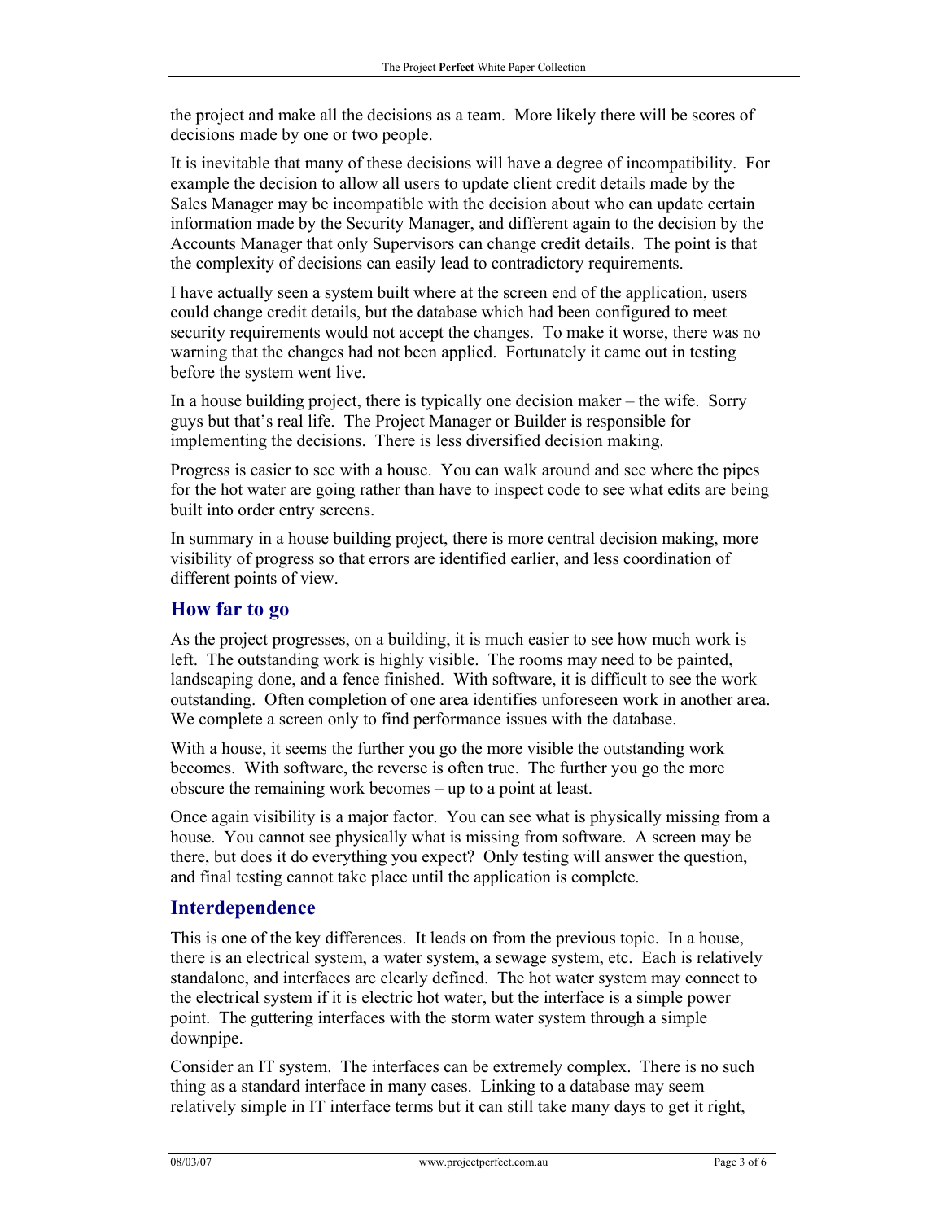the project and make all the decisions as a team. More likely there will be scores of decisions made by one or two people.

It is inevitable that many of these decisions will have a degree of incompatibility. For example the decision to allow all users to update client credit details made by the Sales Manager may be incompatible with the decision about who can update certain information made by the Security Manager, and different again to the decision by the Accounts Manager that only Supervisors can change credit details. The point is that the complexity of decisions can easily lead to contradictory requirements.

I have actually seen a system built where at the screen end of the application, users could change credit details, but the database which had been configured to meet security requirements would not accept the changes. To make it worse, there was no warning that the changes had not been applied. Fortunately it came out in testing before the system went live.

In a house building project, there is typically one decision maker – the wife. Sorry guys but that's real life. The Project Manager or Builder is responsible for implementing the decisions. There is less diversified decision making.

Progress is easier to see with a house. You can walk around and see where the pipes for the hot water are going rather than have to inspect code to see what edits are being built into order entry screens.

In summary in a house building project, there is more central decision making, more visibility of progress so that errors are identified earlier, and less coordination of different points of view.

## How far to go

As the project progresses, on a building, it is much easier to see how much work is left. The outstanding work is highly visible. The rooms may need to be painted, landscaping done, and a fence finished. With software, it is difficult to see the work outstanding. Often completion of one area identifies unforeseen work in another area. We complete a screen only to find performance issues with the database.

With a house, it seems the further you go the more visible the outstanding work becomes. With software, the reverse is often true. The further you go the more obscure the remaining work becomes – up to a point at least.

Once again visibility is a major factor. You can see what is physically missing from a house. You cannot see physically what is missing from software. A screen may be there, but does it do everything you expect? Only testing will answer the question, and final testing cannot take place until the application is complete.

## Interdependence

This is one of the key differences. It leads on from the previous topic. In a house, there is an electrical system, a water system, a sewage system, etc. Each is relatively standalone, and interfaces are clearly defined. The hot water system may connect to the electrical system if it is electric hot water, but the interface is a simple power point. The guttering interfaces with the storm water system through a simple downpipe.

Consider an IT system. The interfaces can be extremely complex. There is no such thing as a standard interface in many cases. Linking to a database may seem relatively simple in IT interface terms but it can still take many days to get it right,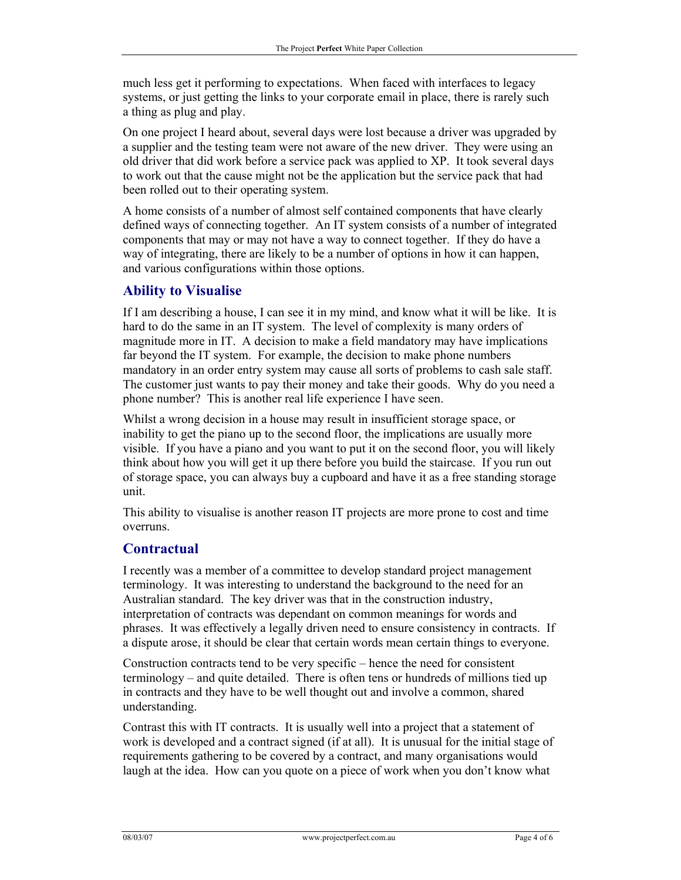much less get it performing to expectations. When faced with interfaces to legacy systems, or just getting the links to your corporate email in place, there is rarely such a thing as plug and play.

On one project I heard about, several days were lost because a driver was upgraded by a supplier and the testing team were not aware of the new driver. They were using an old driver that did work before a service pack was applied to XP. It took several days to work out that the cause might not be the application but the service pack that had been rolled out to their operating system.

A home consists of a number of almost self contained components that have clearly defined ways of connecting together. An IT system consists of a number of integrated components that may or may not have a way to connect together. If they do have a way of integrating, there are likely to be a number of options in how it can happen, and various configurations within those options.

## Ability to Visualise

If I am describing a house, I can see it in my mind, and know what it will be like. It is hard to do the same in an IT system. The level of complexity is many orders of magnitude more in IT. A decision to make a field mandatory may have implications far beyond the IT system. For example, the decision to make phone numbers mandatory in an order entry system may cause all sorts of problems to cash sale staff. The customer just wants to pay their money and take their goods. Why do you need a phone number? This is another real life experience I have seen.

Whilst a wrong decision in a house may result in insufficient storage space, or inability to get the piano up to the second floor, the implications are usually more visible. If you have a piano and you want to put it on the second floor, you will likely think about how you will get it up there before you build the staircase. If you run out of storage space, you can always buy a cupboard and have it as a free standing storage unit.

This ability to visualise is another reason IT projects are more prone to cost and time overruns.

## Contractual

I recently was a member of a committee to develop standard project management terminology. It was interesting to understand the background to the need for an Australian standard. The key driver was that in the construction industry, interpretation of contracts was dependant on common meanings for words and phrases. It was effectively a legally driven need to ensure consistency in contracts. If a dispute arose, it should be clear that certain words mean certain things to everyone.

Construction contracts tend to be very specific – hence the need for consistent terminology – and quite detailed. There is often tens or hundreds of millions tied up in contracts and they have to be well thought out and involve a common, shared understanding.

Contrast this with IT contracts. It is usually well into a project that a statement of work is developed and a contract signed (if at all). It is unusual for the initial stage of requirements gathering to be covered by a contract, and many organisations would laugh at the idea. How can you quote on a piece of work when you don't know what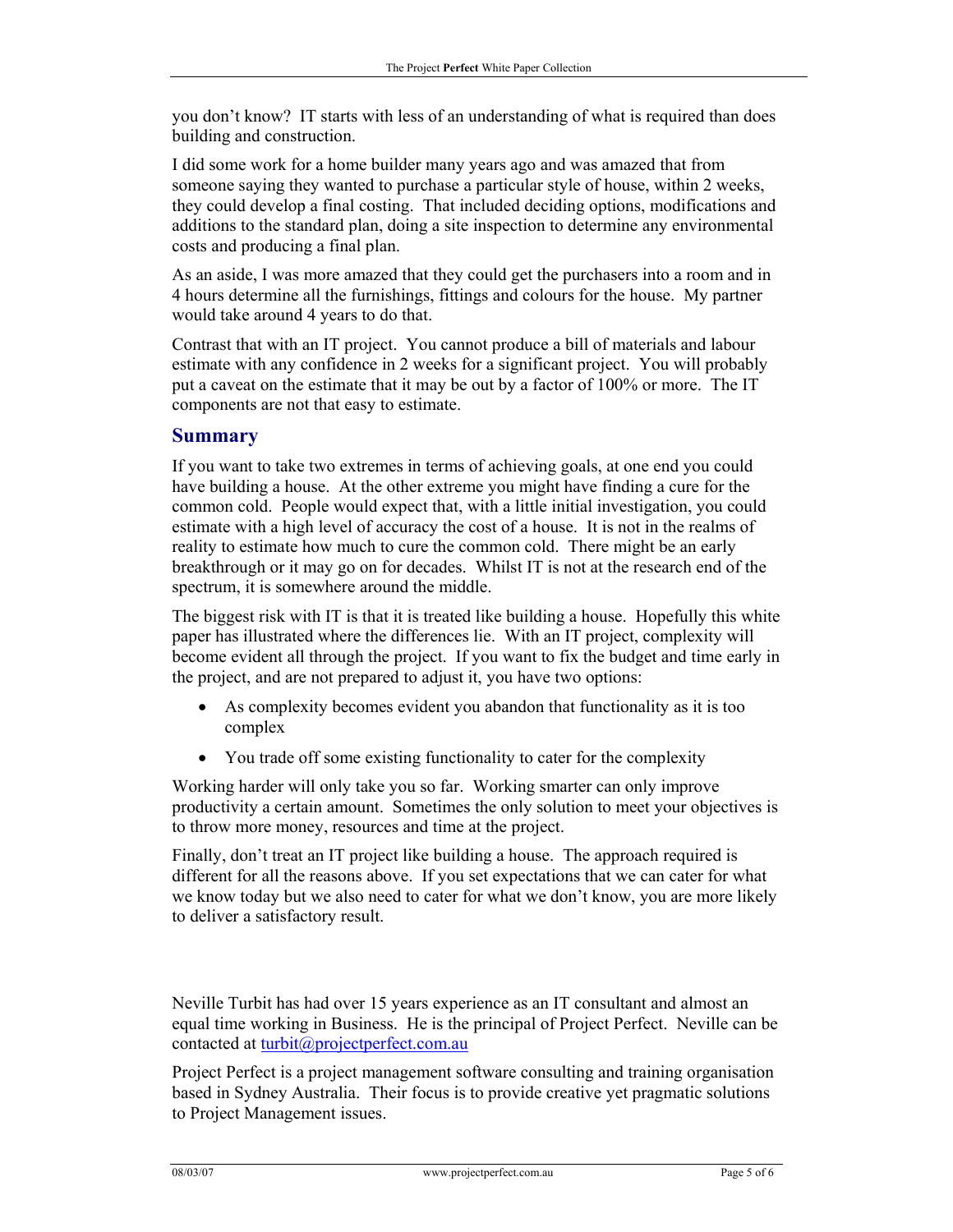you don't know? IT starts with less of an understanding of what is required than does building and construction.

I did some work for a home builder many years ago and was amazed that from someone saying they wanted to purchase a particular style of house, within 2 weeks, they could develop a final costing. That included deciding options, modifications and additions to the standard plan, doing a site inspection to determine any environmental costs and producing a final plan.

As an aside, I was more amazed that they could get the purchasers into a room and in 4 hours determine all the furnishings, fittings and colours for the house. My partner would take around 4 years to do that.

Contrast that with an IT project. You cannot produce a bill of materials and labour estimate with any confidence in 2 weeks for a significant project. You will probably put a caveat on the estimate that it may be out by a factor of 100% or more. The IT components are not that easy to estimate.

## Summary

If you want to take two extremes in terms of achieving goals, at one end you could have building a house. At the other extreme you might have finding a cure for the common cold. People would expect that, with a little initial investigation, you could estimate with a high level of accuracy the cost of a house. It is not in the realms of reality to estimate how much to cure the common cold. There might be an early breakthrough or it may go on for decades. Whilst IT is not at the research end of the spectrum, it is somewhere around the middle.

The biggest risk with IT is that it is treated like building a house. Hopefully this white paper has illustrated where the differences lie. With an IT project, complexity will become evident all through the project. If you want to fix the budget and time early in the project, and are not prepared to adjust it, you have two options:

- As complexity becomes evident you abandon that functionality as it is too complex
- You trade off some existing functionality to cater for the complexity

Working harder will only take you so far. Working smarter can only improve productivity a certain amount. Sometimes the only solution to meet your objectives is to throw more money, resources and time at the project.

Finally, don't treat an IT project like building a house. The approach required is different for all the reasons above. If you set expectations that we can cater for what we know today but we also need to cater for what we don't know, you are more likely to deliver a satisfactory result.

Neville Turbit has had over 15 years experience as an IT consultant and almost an equal time working in Business. He is the principal of Project Perfect. Neville can be contacted at turbit@projectperfect.com.au

Project Perfect is a project management software consulting and training organisation based in Sydney Australia. Their focus is to provide creative yet pragmatic solutions to Project Management issues.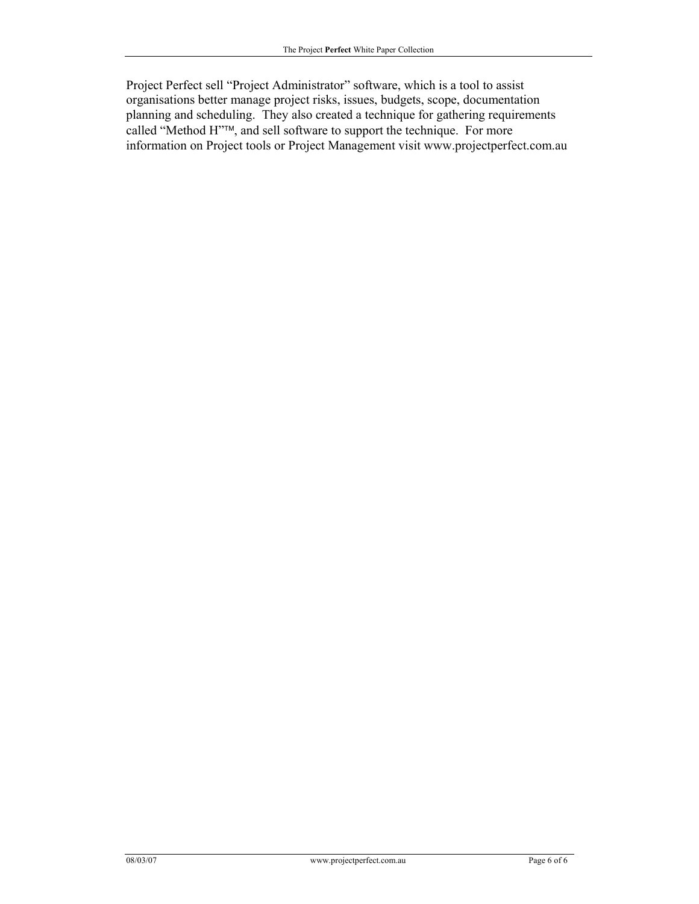Project Perfect sell "Project Administrator" software, which is a tool to assist organisations better manage project risks, issues, budgets, scope, documentation planning and scheduling. They also created a technique for gathering requirements called "Method H"™, and sell software to support the technique. For more information on Project tools or Project Management visit www.projectperfect.com.au